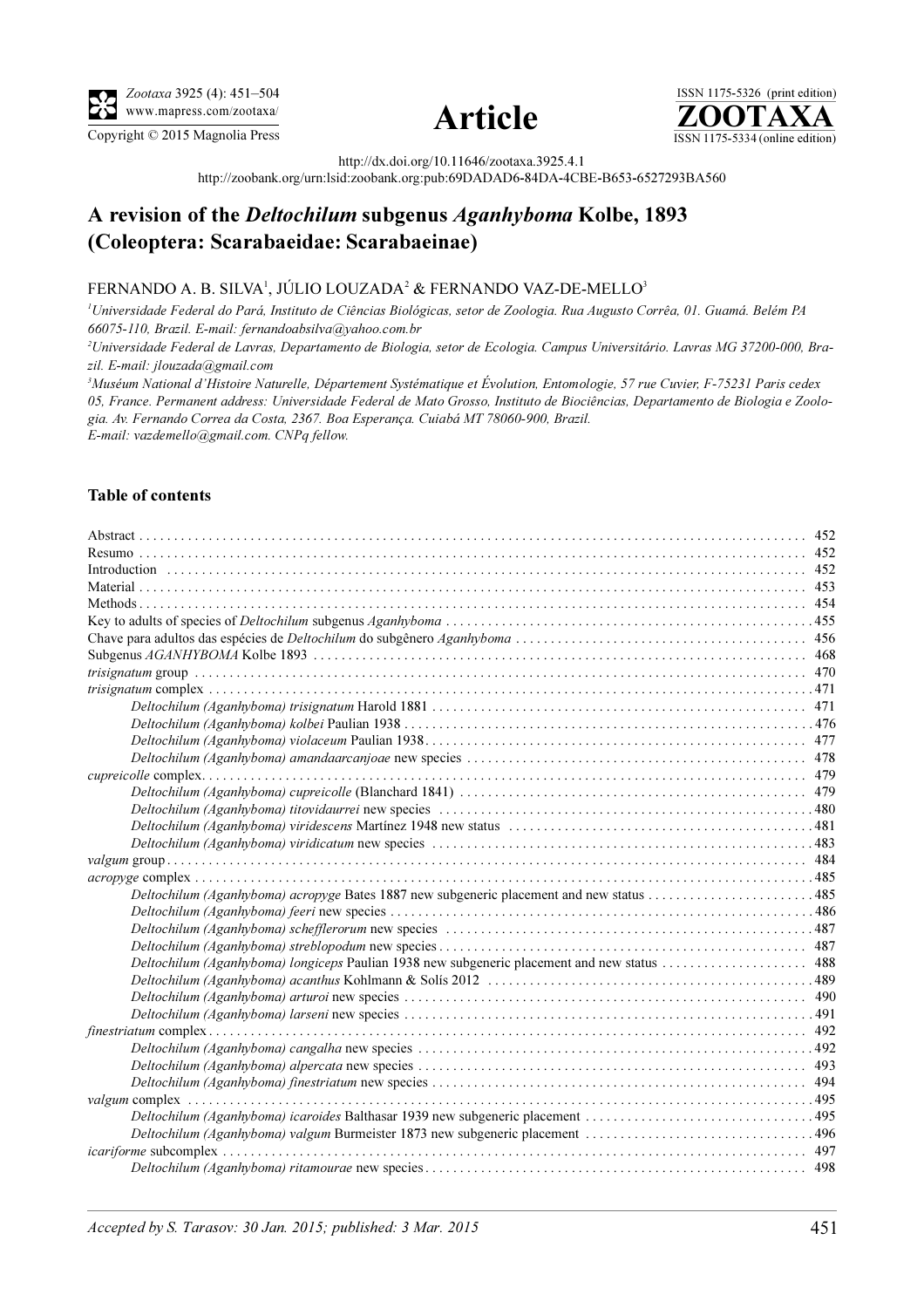http://dx.doi.org/10.11646/zootaxa.3925.4.1

http://zoobank.org/urn:lsid:zoobank.org:pub:69DADAD6-84DA-4CBE-B653-6527293BA560

# A revision of the *Deltochilum* subgenus *Aganhyboma* Kolbe, 1893 (Coleoptera: Scarabaeidae: Scarabaeinae)

FERNANDO A. B. SILVA[1], JÚLIO LOUZADA[2] & FERNANDO VAZ-DE-MELLO[3]

[1]*Universidade Federal do Pará, Instituto de Ciências Biológicas, setor de Zoologia. Rua Augusto Corrêa, 01. Guamá. Belém PA 66075-110, Brazil. E-mail: fernandoabsilva@yahoo.com.br*

[2]*Universidade Federal de Lavras, Departamento de Biologia, setor de Ecologia. Campus Universitário. Lavras MG 37200-000, Brazil. E-mail: jlouzada@gmail.com*

[3]*Muséum National d'Histoire Naturelle, Département Systématique et Évolution, Entomologie, 57 rue Cuvier, F-75231 Paris cedex 05, France. Permanent address: Universidade Federal de Mato Grosso, Instituto de Biociências, Departamento de Biologia e Zoologia. Av. Fernando Correa da Costa, 2367. Boa Esperança. Cuiabá MT 78060-900, Brazil. E-mail: vazdemello@gmail.com. CNPq fellow.*

## Table of contents

Abstract . . . . . 452
Resumo . . . . . 452
Introduction . . . . . 452
Material . . . . . 453
Methods . . . . . 454
Key to adults of species of *Deltochilum* subgenus *Aganhyboma* . . . . . 455
Chave para adultos das espécies de *Deltochilum* do subgênero *Aganhyboma* . . . . . 456
Subgenus *AGANHYBOMA* Kolbe 1893 . . . . . 468
*trisignatum* group . . . . . 470
*trisignatum* complex . . . . . 471
    *Deltochilum (Aganhyboma) trisignatum* Harold 1881 . . . . . 471
    *Deltochilum (Aganhyboma) kolbei* Paulian 1938 . . . . . 476
    *Deltochilum (Aganhyboma) violaceum* Paulian 1938 . . . . . 477
    *Deltochilum (Aganhyboma) amandaarcanjoae* new species . . . . . 478
*cupreicolle* complex . . . . . 479
    *Deltochilum (Aganhyboma) cupreicolle* (Blanchard 1841) . . . . . 479
    *Deltochilum (Aganhyboma) titovidaurrei* new species . . . . . 480
    *Deltochilum (Aganhyboma) viridescens* Martínez 1948 new status . . . . . 481
    *Deltochilum (Aganhyboma) viridicatum* new species . . . . . 483
*valgum* group . . . . . 484
*acropyge* complex . . . . . 485
    *Deltochilum (Aganhyboma) acropyge* Bates 1887 new subgeneric placement and new status . . . . . 485
    *Deltochilum (Aganhyboma) feeri* new species . . . . . 486
    *Deltochilum (Aganhyboma) schefflerorum* new species . . . . . 487
    *Deltochilum (Aganhyboma) streblopodum* new species . . . . . 487
    *Deltochilum (Aganhyboma) longiceps* Paulian 1938 new subgeneric placement and new status . . . . . 488
    *Deltochilum (Aganhyboma) acanthus* Kohlmann & Solís 2012 . . . . . 489
    *Deltochilum (Aganhyboma) arturoi* new species . . . . . 490
    *Deltochilum (Aganhyboma) larseni* new species . . . . . 491
*finestriatum* complex . . . . . 492
    *Deltochilum (Aganhyboma) cangalha* new species . . . . . 492
    *Deltochilum (Aganhyboma) alpercata* new species . . . . . 493
    *Deltochilum (Aganhyboma) finestriatum* new species . . . . . 494
*valgum* complex . . . . . 495
    *Deltochilum (Aganhyboma) icaroides* Balthasar 1939 new subgeneric placement . . . . . 495
    *Deltochilum (Aganhyboma) valgum* Burmeister 1873 new subgeneric placement . . . . . 496
*icariforme* subcomplex . . . . . 497
    *Deltochilum (Aganhyboma) ritamourae* new species . . . . . 498

*Accepted by S. Tarasov: 30 Jan. 2015; published: 3 Mar. 2015*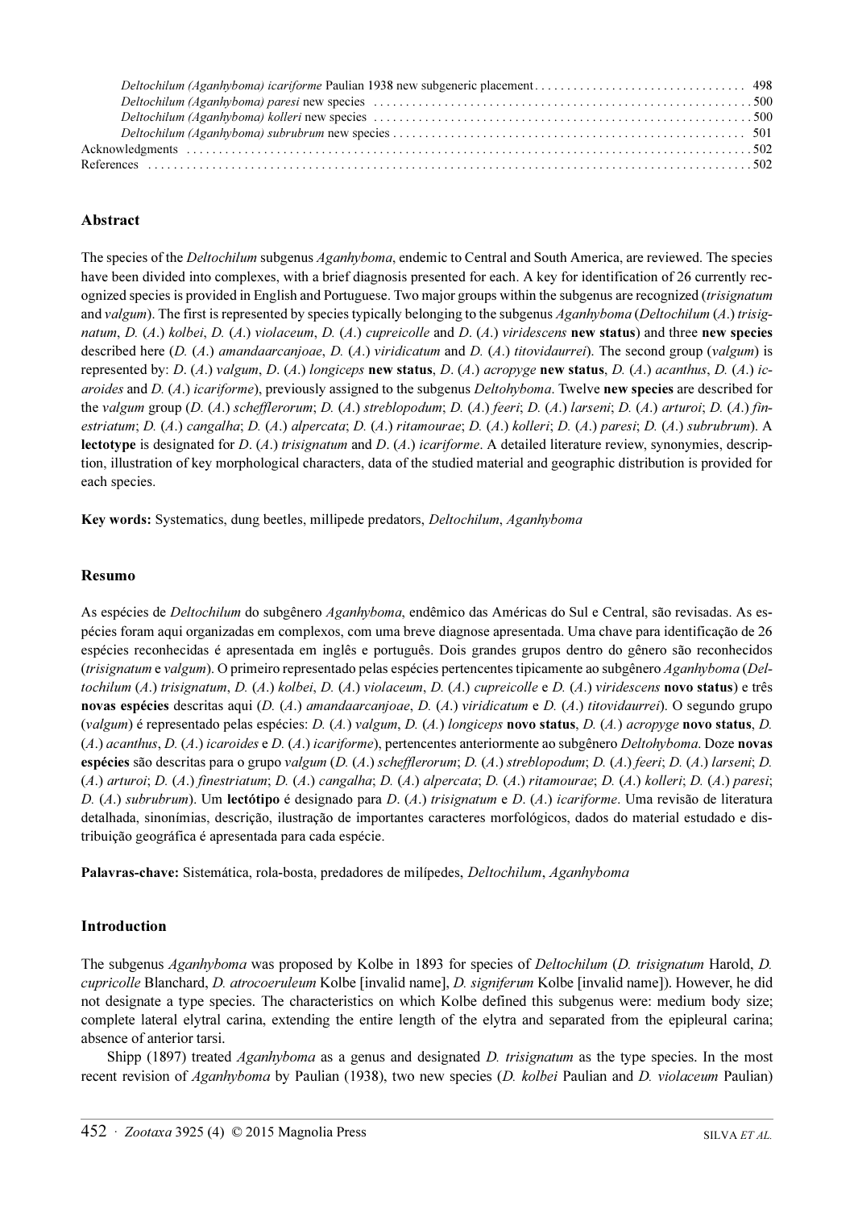*Deltochilum (Aganhyboma) icariforme* Paulian 1938 new subgeneric placement . . . . . . . . . . . . . . . . . . . . . . . . . . . . . . . . 498
*Deltochilum (Aganhyboma) paresi* new species . . . . . . . . . . . . . . . . . . . . . . . . . . . . . . . . . . . . . . . . . . . . . . . . . . . . . . . . 500
*Deltochilum (Aganhyboma) kolleri* new species . . . . . . . . . . . . . . . . . . . . . . . . . . . . . . . . . . . . . . . . . . . . . . . . . . . . . . . . 500
*Deltochilum (Aganhyboma) subrubrum* new species . . . . . . . . . . . . . . . . . . . . . . . . . . . . . . . . . . . . . . . . . . . . . . . . . . . . . 501
Acknowledgments . . . . . . . . . . . . . . . . . . . . . . . . . . . . . . . . . . . . . . . . . . . . . . . . . . . . . . . . . . . . . . . . . . . . . . . . . . . . . . . . 502
References . . . . . . . . . . . . . . . . . . . . . . . . . . . . . . . . . . . . . . . . . . . . . . . . . . . . . . . . . . . . . . . . . . . . . . . . . . . . . . . . . . . . . . 502

## Abstract

The species of the *Deltochilum* subgenus *Aganhyboma*, endemic to Central and South America, are reviewed. The species have been divided into complexes, with a brief diagnosis presented for each. A key for identification of 26 currently recognized species is provided in English and Portuguese. Two major groups within the subgenus are recognized (*trisignatum* and *valgum*). The first is represented by species typically belonging to the subgenus *Aganhyboma* (*Deltochilum* (*A*.) *trisignatum*, *D*. (*A*.) *kolbei*, *D*. (*A*.) *violaceum*, *D*. (*A*.) *cupreicolle* and *D*. (*A*.) *viridescens* **new status**) and three **new species** described here (*D*. (*A*.) *amandaarcanjoae*, *D*. (*A*.) *viridicatum* and *D*. (*A*.) *titovidaurrei*). The second group (*valgum*) is represented by: *D*. (*A*.) *valgum*, *D*. (*A*.) *longiceps* **new status**, *D*. (*A*.) *acropyge* **new status**, *D*. (*A*.) *acanthus*, *D*. (*A*.) *icaroides* and *D*. (*A*.) *icariforme*), previously assigned to the subgenus *Deltohyboma*. Twelve **new species** are described for the *valgum* group (*D*. (*A*.) *schefflerorum*; *D*. (*A*.) *streblopodum*; *D*. (*A*.) *feeri*; *D*. (*A*.) *larseni*; *D*. (*A*.) *arturoi*; *D*. (*A*.) *finestriatum*; *D*. (*A*.) *cangalha*; *D*. (*A*.) *alpercata*; *D*. (*A*.) *ritamourae*; *D*. (*A*.) *kolleri*; *D*. (*A*.) *paresi*; *D*. (*A*.) *subrubrum*). A **lectotype** is designated for *D*. (*A*.) *trisignatum* and *D*. (*A*.) *icariforme*. A detailed literature review, synonymies, description, illustration of key morphological characters, data of the studied material and geographic distribution is provided for each species.

**Key words:** Systematics, dung beetles, millipede predators, *Deltochilum*, *Aganhyboma*

## Resumo

As espécies de *Deltochilum* do subgênero *Aganhyboma*, endêmico das Américas do Sul e Central, são revisadas. As espécies foram aqui organizadas em complexos, com uma breve diagnose apresentada. Uma chave para identificação de 26 espécies reconhecidas é apresentada em inglês e português. Dois grandes grupos dentro do gênero são reconhecidos (*trisignatum* e *valgum*). O primeiro representado pelas espécies pertencentes tipicamente ao subgênero *Aganhyboma* (*Deltochilum* (*A*.) *trisignatum*, *D*. (*A*.) *kolbei*, *D*. (*A*.) *violaceum*, *D*. (*A*.) *cupreicolle* e *D*. (*A*.) *viridescens* **novo status**) e três **novas espécies** descritas aqui (*D*. (*A*.) *amandaarcanjoae*, *D*. (*A*.) *viridicatum* e *D*. (*A*.) *titovidaurrei*). O segundo grupo (*valgum*) é representado pelas espécies: *D*. (*A*.) *valgum*, *D*. (*A*.) *longiceps* **novo status**, *D*. (*A*.) *acropyge* **novo status**, *D*. (*A*.) *acanthus*, *D*. (*A*.) *icaroides* e *D*. (*A*.) *icariforme*), pertencentes anteriormente ao subgênero *Deltohyboma*. Doze **novas espécies** são descritas para o grupo *valgum* (*D*. (*A*.) *schefflerorum*; *D*. (*A*.) *streblopodum*; *D*. (*A*.) *feeri*; *D*. (*A*.) *larseni*; *D*. (*A*.) *arturoi*; *D*. (*A*.) *finestriatum*; *D*. (*A*.) *cangalha*; *D*. (*A*.) *alpercata*; *D*. (*A*.) *ritamourae*; *D*. (*A*.) *kolleri*; *D*. (*A*.) *paresi*; *D*. (*A*.) *subrubrum*). Um **lectótipo** é designado para *D*. (*A*.) *trisignatum* e *D*. (*A*.) *icariforme*. Uma revisão de literatura detalhada, sinonímias, descrição, ilustração de importantes caracteres morfológicos, dados do material estudado e distribuição geográfica é apresentada para cada espécie.

**Palavras-chave:** Sistemática, rola-bosta, predadores de milípedes, *Deltochilum*, *Aganhyboma*

## Introduction

The subgenus *Aganhyboma* was proposed by Kolbe in 1893 for species of *Deltochilum* (*D. trisignatum* Harold, *D. cupricolle* Blanchard, *D. atrocoeruleum* Kolbe [invalid name], *D. signiferum* Kolbe [invalid name]). However, he did not designate a type species. The characteristics on which Kolbe defined this subgenus were: medium body size; complete lateral elytral carina, extending the entire length of the elytra and separated from the epipleural carina; absence of anterior tarsi.

Shipp (1897) treated *Aganhyboma* as a genus and designated *D. trisignatum* as the type species. In the most recent revision of *Aganhyboma* by Paulian (1938), two new species (*D. kolbei* Paulian and *D. violaceum* Paulian)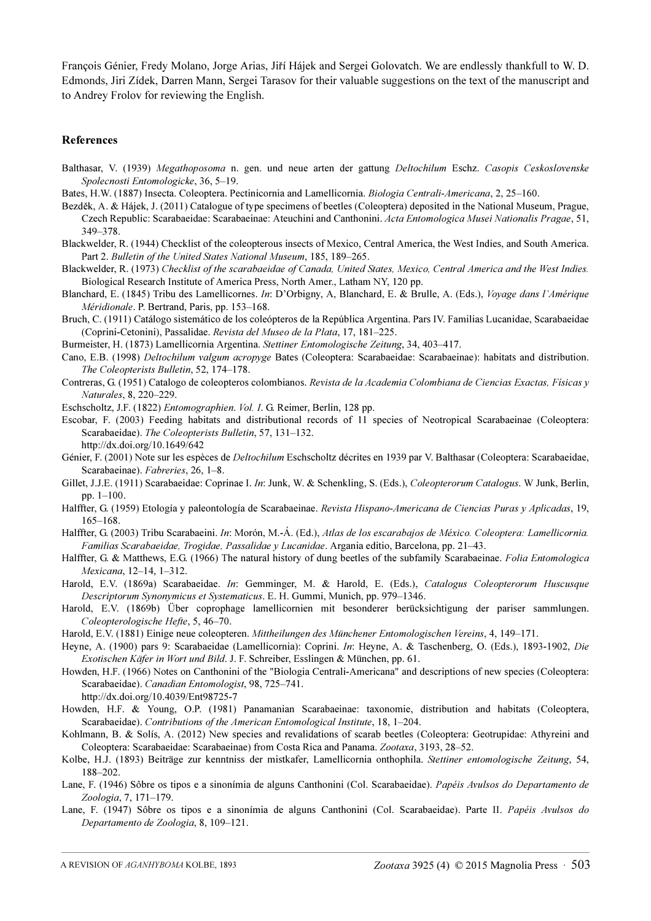François Génier, Fredy Molano, Jorge Arias, Jiří Hájek and Sergei Golovatch. We are endlessly thankfull to W. D. Edmonds, Jiri Zídek, Darren Mann, Sergei Tarasov for their valuable suggestions on the text of the manuscript and to Andrey Frolov for reviewing the English.

## References

Balthasar, V. (1939) *Megathoposoma* n. gen. und neue arten der gattung *Deltochilum* Eschz. *Casopis Ceskoslovenske Spolecnosti Entomologicke*, 36, 5–19.

Bates, H.W. (1887) Insecta. Coleoptera. Pectinicornia and Lamellicornia. *Biologia Centrali-Americana*, 2, 25–160.

Bezděk, A. & Hájek, J. (2011) Catalogue of type specimens of beetles (Coleoptera) deposited in the National Museum, Prague, Czech Republic: Scarabaeidae: Scarabaeinae: Ateuchini and Canthonini. *Acta Entomologica Musei Nationalis Pragae*, 51, 349–378.

Blackwelder, R. (1944) Checklist of the coleopterous insects of Mexico, Central America, the West Indies, and South America. Part 2. *Bulletin of the United States National Museum*, 185, 189–265.

Blackwelder, R. (1973) *Checklist of the scarabaeidae of Canada, United States, Mexico, Central America and the West Indies.* Biological Research Institute of America Press, North Amer., Latham NY, 120 pp.

Blanchard, E. (1845) Tribu des Lamellicornes. *In*: D'Orbigny, A, Blanchard, E. & Brulle, A. (Eds.), *Voyage dans l'Amérique Méridionale*. P. Bertrand, Paris, pp. 153–168.

Bruch, C. (1911) Catálogo sistemático de los coleópteros de la República Argentina. Pars IV. Familias Lucanidae, Scarabaeidae (Coprini-Cetonini), Passalidae. *Revista del Museo de la Plata*, 17, 181–225.

Burmeister, H. (1873) Lamellicornia Argentina. *Stettiner Entomologische Zeitung*, 34, 403–417.

Cano, E.B. (1998) *Deltochilum valgum acropyge* Bates (Coleoptera: Scarabaeidae: Scarabaeinae): habitats and distribution. *The Coleopterists Bulletin*, 52, 174–178.

Contreras, G. (1951) Catalogo de coleopteros colombianos. *Revista de la Academia Colombiana de Ciencias Exactas, Físicas y Naturales*, 8, 220–229.

Eschscholtz, J.F. (1822) *Entomographien*. *Vol. I*. G. Reimer, Berlin, 128 pp.

Escobar, F. (2003) Feeding habitats and distributional records of 11 species of Neotropical Scarabaeinae (Coleoptera: Scarabaeidae). *The Coleopterists Bulletin*, 57, 131–132.
http://dx.doi.org/10.1649/642

Génier, F. (2001) Note sur les espèces de *Deltochilum* Eschscholtz décrites en 1939 par V. Balthasar (Coleoptera: Scarabaeidae, Scarabaeinae). *Fabreries*, 26, 1–8.

Gillet, J.J.E. (1911) Scarabaeidae: Coprinae I. *In*: Junk, W. & Schenkling, S. (Eds.), *Coleopterorum Catalogus*. W Junk, Berlin, pp. 1–100.

Halffter, G. (1959) Etología y paleontología de Scarabaeinae. *Revista Hispano-Americana de Ciencias Puras y Aplicadas*, 19, 165–168.

Halffter, G. (2003) Tribu Scarabaeini. *In*: Morón, M.-Á. (Ed.), *Atlas de los escarabajos de México. Coleoptera: Lamellicornia. Familias Scarabaeidae, Trogidae, Passalidae y Lucanidae*. Argania editio, Barcelona, pp. 21–43.

Halffter, G. & Matthews, E.G. (1966) The natural history of dung beetles of the subfamily Scarabaeinae. *Folia Entomologica Mexicana*, 12–14, 1–312.

Harold, E.V. (1869a) Scarabaeidae. *In*: Gemminger, M. & Harold, E. (Eds.), *Catalogus Coleopterorum Huscusque Descriptorum Synonymicus et Systematicus*. E. H. Gummi, Munich, pp. 979–1346.

Harold, E.V. (1869b) Über coprophage lamellicornien mit besonderer berücksichtigung der pariser sammlungen. *Coleopterologische Hefte*, 5, 46–70.

Harold, E.V. (1881) Einige neue coleopteren. *Mittheilungen des Münchener Entomologischen Vereins*, 4, 149–171.

Heyne, A. (1900) pars 9: Scarabaeidae (Lamellicornia): Coprini. *In*: Heyne, A. & Taschenberg, O. (Eds.), 1893-1902, *Die Exotischen Käfer in Wort und Bild*. J. F. Schreiber, Esslingen & München, pp. 61.

Howden, H.F. (1966) Notes on Canthonini of the "Biologia Centrali-Americana" and descriptions of new species (Coleoptera: Scarabaeidae). *Canadian Entomologist*, 98, 725–741.
http://dx.doi.org/10.4039/Ent98725-7

Howden, H.F. & Young, O.P. (1981) Panamanian Scarabaeinae: taxonomie, distribution and habitats (Coleoptera, Scarabaeidae). *Contributions of the American Entomological Institute*, 18, 1–204.

Kohlmann, B. & Solís, A. (2012) New species and revalidations of scarab beetles (Coleoptera: Geotrupidae: Athyreini and Coleoptera: Scarabaeidae: Scarabaeinae) from Costa Rica and Panama. *Zootaxa*, 3193, 28–52.

Kolbe, H.J. (1893) Beiträge zur kenntniss der mistkafer, Lamellicornia onthophila. *Stettiner entomologische Zeitung*, 54, 188–202.

Lane, F. (1946) Sôbre os tipos e a sinonímia de alguns Canthonini (Col. Scarabaeidae). *Papéis Avulsos do Departamento de Zoologia*, 7, 171–179.

Lane, F. (1947) Sôbre os tipos e a sinonímia de alguns Canthonini (Col. Scarabaeidae). Parte II. *Papéis Avulsos do Departamento de Zoologia*, 8, 109–121.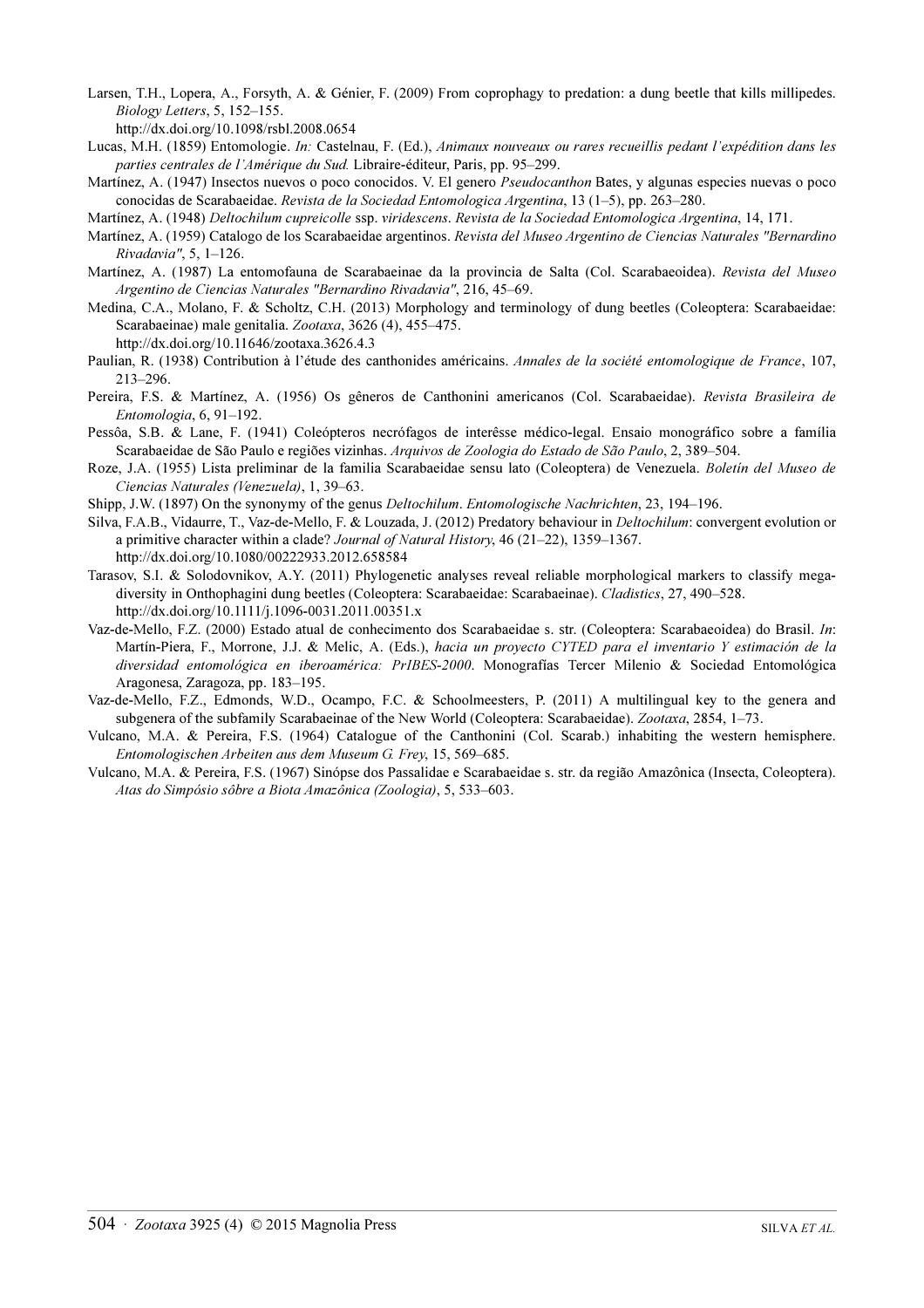Larsen, T.H., Lopera, A., Forsyth, A. & Génier, F. (2009) From coprophagy to predation: a dung beetle that kills millipedes. *Biology Letters*, 5, 152–155.
http://dx.doi.org/10.1098/rsbl.2008.0654

Lucas, M.H. (1859) Entomologie. *In:* Castelnau, F. (Ed.), *Animaux nouveaux ou rares recueillis pedant l'expédition dans les parties centrales de l'Amérique du Sud.* Libraire-éditeur, Paris, pp. 95–299.

Martínez, A. (1947) Insectos nuevos o poco conocidos. V. El genero *Pseudocanthon* Bates, y algunas especies nuevas o poco conocidas de Scarabaeidae. *Revista de la Sociedad Entomologica Argentina*, 13 (1–5), pp. 263–280.

Martínez, A. (1948) *Deltochilum cupreicolle* ssp. *viridescens*. *Revista de la Sociedad Entomologica Argentina*, 14, 171.

Martínez, A. (1959) Catalogo de los Scarabaeidae argentinos. *Revista del Museo Argentino de Ciencias Naturales "Bernardino Rivadavia"*, 5, 1–126.

Martínez, A. (1987) La entomofauna de Scarabaeinae da la provincia de Salta (Col. Scarabaeoidea). *Revista del Museo Argentino de Ciencias Naturales "Bernardino Rivadavia"*, 216, 45–69.

Medina, C.A., Molano, F. & Scholtz, C.H. (2013) Morphology and terminology of dung beetles (Coleoptera: Scarabaeidae: Scarabaeinae) male genitalia. *Zootaxa*, 3626 (4), 455–475.
http://dx.doi.org/10.11646/zootaxa.3626.4.3

Paulian, R. (1938) Contribution à l'étude des canthonides américains. *Annales de la société entomologique de France*, 107, 213–296.

Pereira, F.S. & Martínez, A. (1956) Os gêneros de Canthonini americanos (Col. Scarabaeidae). *Revista Brasileira de Entomologia*, 6, 91–192.

Pessôa, S.B. & Lane, F. (1941) Coleópteros necrófagos de interêsse médico-legal. Ensaio monográfico sobre a família Scarabaeidae de São Paulo e regiões vizinhas. *Arquivos de Zoologia do Estado de São Paulo*, 2, 389–504.

Roze, J.A. (1955) Lista preliminar de la familia Scarabaeidae sensu lato (Coleoptera) de Venezuela. *Boletín del Museo de Ciencias Naturales (Venezuela)*, 1, 39–63.

Shipp, J.W. (1897) On the synonymy of the genus *Deltochilum*. *Entomologische Nachrichten*, 23, 194–196.

Silva, F.A.B., Vidaurre, T., Vaz-de-Mello, F. & Louzada, J. (2012) Predatory behaviour in *Deltochilum*: convergent evolution or a primitive character within a clade? *Journal of Natural History*, 46 (21–22), 1359–1367.
http://dx.doi.org/10.1080/00222933.2012.658584

Tarasov, S.I. & Solodovnikov, A.Y. (2011) Phylogenetic analyses reveal reliable morphological markers to classify mega-diversity in Onthophagini dung beetles (Coleoptera: Scarabaeidae: Scarabaeinae). *Cladistics*, 27, 490–528.
http://dx.doi.org/10.1111/j.1096-0031.2011.00351.x

Vaz-de-Mello, F.Z. (2000) Estado atual de conhecimento dos Scarabaeidae s. str. (Coleoptera: Scarabaeoidea) do Brasil. *In*: Martín-Piera, F., Morrone, J.J. & Melic, A. (Eds.), *hacia un proyecto CYTED para el inventario Y estimación de la diversidad entomológica en iberoamérica: PrIBES-2000*. Monografías Tercer Milenio & Sociedad Entomológica Aragonesa, Zaragoza, pp. 183–195.

Vaz-de-Mello, F.Z., Edmonds, W.D., Ocampo, F.C. & Schoolmeesters, P. (2011) A multilingual key to the genera and subgenera of the subfamily Scarabaeinae of the New World (Coleoptera: Scarabaeidae). *Zootaxa*, 2854, 1–73.

Vulcano, M.A. & Pereira, F.S. (1964) Catalogue of the Canthonini (Col. Scarab.) inhabiting the western hemisphere. *Entomologischen Arbeiten aus dem Museum G. Frey*, 15, 569–685.

Vulcano, M.A. & Pereira, F.S. (1967) Sinópse dos Passalidae e Scarabaeidae s. str. da região Amazônica (Insecta, Coleoptera). *Atas do Simpósio sôbre a Biota Amazônica (Zoologia)*, 5, 533–603.